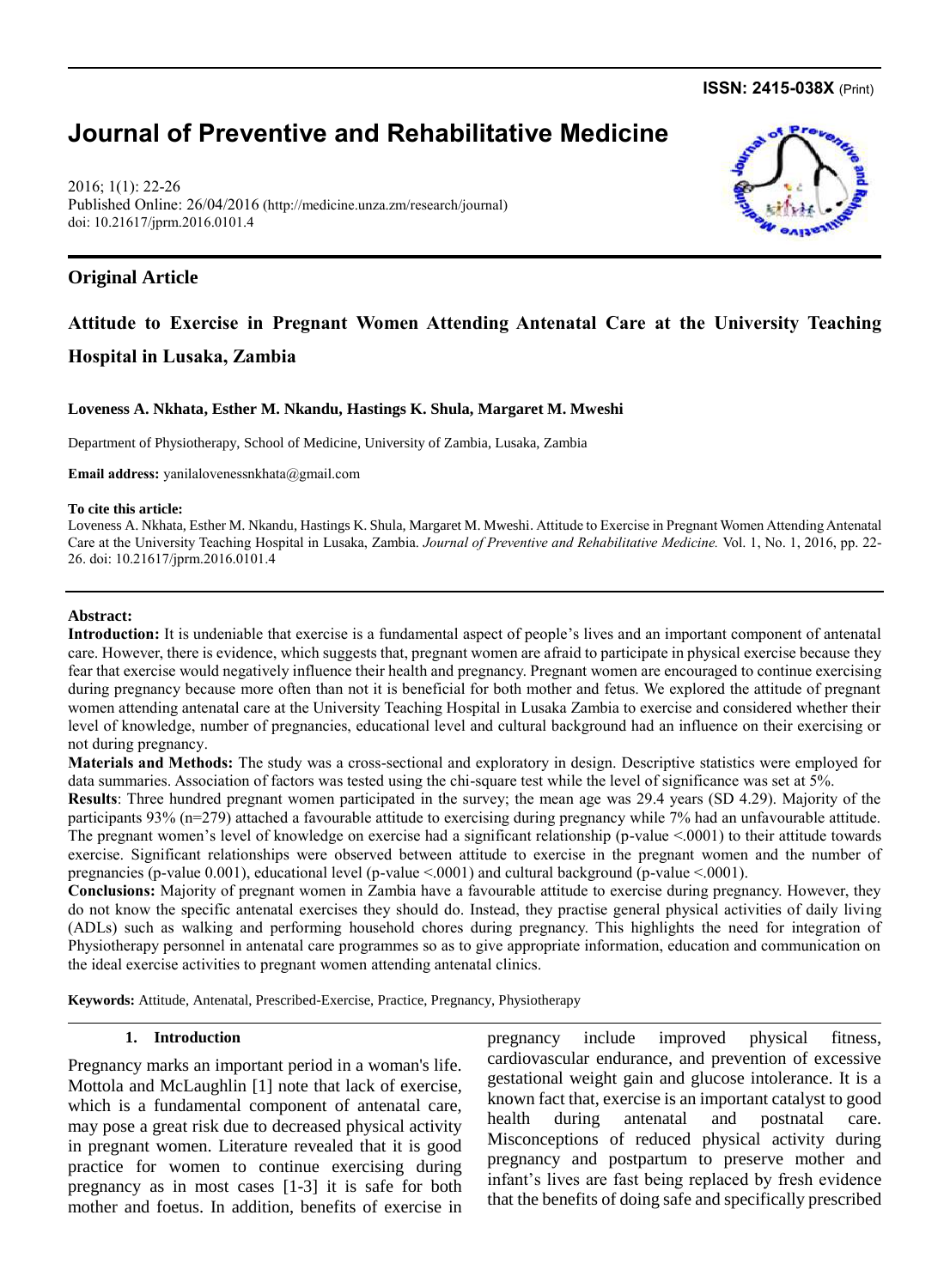ISSN: 2415-038X (Print)

# Journal of Preventive and Rehabilitative Medicine

2016; 1(1): 22-26
Published Online: 26/04/2016 (http://medicine.unza.zm/research/journal)
doi: 10.21617/jprm.2016.0101.4

## Original Article

# Attitude to Exercise in Pregnant Women Attending Antenatal Care at the University Teaching Hospital in Lusaka, Zambia

**Loveness A. Nkhata, Esther M. Nkandu, Hastings K. Shula, Margaret M. Mweshi**

Department of Physiotherapy, School of Medicine, University of Zambia, Lusaka, Zambia

**Email address:** yanilalovenessnkhata@gmail.com

**To cite this article:**
Loveness A. Nkhata, Esther M. Nkandu, Hastings K. Shula, Margaret M. Mweshi. Attitude to Exercise in Pregnant Women Attending Antenatal Care at the University Teaching Hospital in Lusaka, Zambia. *Journal of Preventive and Rehabilitative Medicine.* Vol. 1, No. 1, 2016, pp. 22-26. doi: 10.21617/jprm.2016.0101.4

**Abstract:**

**Introduction:** It is undeniable that exercise is a fundamental aspect of people's lives and an important component of antenatal care. However, there is evidence, which suggests that, pregnant women are afraid to participate in physical exercise because they fear that exercise would negatively influence their health and pregnancy. Pregnant women are encouraged to continue exercising during pregnancy because more often than not it is beneficial for both mother and fetus. We explored the attitude of pregnant women attending antenatal care at the University Teaching Hospital in Lusaka Zambia to exercise and considered whether their level of knowledge, number of pregnancies, educational level and cultural background had an influence on their exercising or not during pregnancy.

**Materials and Methods:** The study was a cross-sectional and exploratory in design. Descriptive statistics were employed for data summaries. Association of factors was tested using the chi-square test while the level of significance was set at 5%.

**Results**: Three hundred pregnant women participated in the survey; the mean age was 29.4 years (SD 4.29). Majority of the participants 93% (n=279) attached a favourable attitude to exercising during pregnancy while 7% had an unfavourable attitude. The pregnant women's level of knowledge on exercise had a significant relationship (p-value <.0001) to their attitude towards exercise. Significant relationships were observed between attitude to exercise in the pregnant women and the number of pregnancies (p-value 0.001), educational level (p-value <.0001) and cultural background (p-value <.0001).

**Conclusions:** Majority of pregnant women in Zambia have a favourable attitude to exercise during pregnancy. However, they do not know the specific antenatal exercises they should do. Instead, they practise general physical activities of daily living (ADLs) such as walking and performing household chores during pregnancy. This highlights the need for integration of Physiotherapy personnel in antenatal care programmes so as to give appropriate information, education and communication on the ideal exercise activities to pregnant women attending antenatal clinics.

**Keywords:** Attitude, Antenatal, Prescribed-Exercise, Practice, Pregnancy, Physiotherapy

## 1. Introduction

Pregnancy marks an important period in a woman's life. Mottola and McLaughlin [1] note that lack of exercise, which is a fundamental component of antenatal care, may pose a great risk due to decreased physical activity in pregnant women. Literature revealed that it is good practice for women to continue exercising during pregnancy as in most cases [1-3] it is safe for both mother and foetus. In addition, benefits of exercise in pregnancy include improved physical fitness, cardiovascular endurance, and prevention of excessive gestational weight gain and glucose intolerance. It is a known fact that, exercise is an important catalyst to good health during antenatal and postnatal care. Misconceptions of reduced physical activity during pregnancy and postpartum to preserve mother and infant's lives are fast being replaced by fresh evidence that the benefits of doing safe and specifically prescribed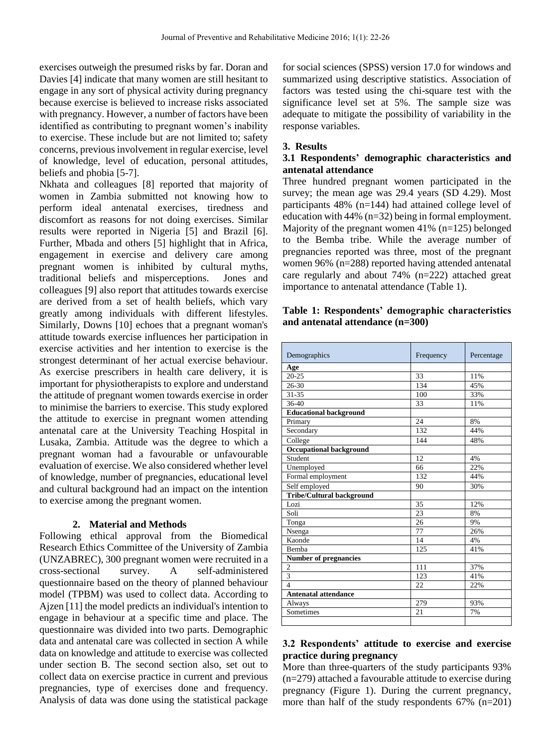exercises outweigh the presumed risks by far. Doran and Davies [4] indicate that many women are still hesitant to engage in any sort of physical activity during pregnancy because exercise is believed to increase risks associated with pregnancy. However, a number of factors have been identified as contributing to pregnant women's inability to exercise. These include but are not limited to; safety concerns, previous involvement in regular exercise, level of knowledge, level of education, personal attitudes, beliefs and phobia [5-7].

Nkhata and colleagues [8] reported that majority of women in Zambia submitted not knowing how to perform ideal antenatal exercises, tiredness and discomfort as reasons for not doing exercises. Similar results were reported in Nigeria [5] and Brazil [6]. Further, Mbada and others [5] highlight that in Africa, engagement in exercise and delivery care among pregnant women is inhibited by cultural myths, traditional beliefs and misperceptions. Jones and colleagues [9] also report that attitudes towards exercise are derived from a set of health beliefs, which vary greatly among individuals with different lifestyles. Similarly, Downs [10] echoes that a pregnant woman's attitude towards exercise influences her participation in exercise activities and her intention to exercise is the strongest determinant of her actual exercise behaviour. As exercise prescribers in health care delivery, it is important for physiotherapists to explore and understand the attitude of pregnant women towards exercise in order to minimise the barriers to exercise. This study explored the attitude to exercise in pregnant women attending antenatal care at the University Teaching Hospital in Lusaka, Zambia. Attitude was the degree to which a pregnant woman had a favourable or unfavourable evaluation of exercise. We also considered whether level of knowledge, number of pregnancies, educational level and cultural background had an impact on the intention to exercise among the pregnant women.

## 2. Material and Methods

Following ethical approval from the Biomedical Research Ethics Committee of the University of Zambia (UNZABREC), 300 pregnant women were recruited in a cross-sectional survey. A self-administered questionnaire based on the theory of planned behaviour model (TPBM) was used to collect data. According to Ajzen [11] the model predicts an individual's intention to engage in behaviour at a specific time and place. The questionnaire was divided into two parts. Demographic data and antenatal care was collected in section A while data on knowledge and attitude to exercise was collected under section B. The second section also, set out to collect data on exercise practice in current and previous pregnancies, type of exercises done and frequency. Analysis of data was done using the statistical package for social sciences (SPSS) version 17.0 for windows and summarized using descriptive statistics. Association of factors was tested using the chi-square test with the significance level set at 5%. The sample size was adequate to mitigate the possibility of variability in the response variables.

## 3. Results

### 3.1 Respondents' demographic characteristics and antenatal attendance

Three hundred pregnant women participated in the survey; the mean age was 29.4 years (SD 4.29). Most participants 48% (n=144) had attained college level of education with 44% (n=32) being in formal employment. Majority of the pregnant women 41% (n=125) belonged to the Bemba tribe. While the average number of pregnancies reported was three, most of the pregnant women 96% (n=288) reported having attended antenatal care regularly and about 74% (n=222) attached great importance to antenatal attendance (Table 1).

**Table 1: Respondents' demographic characteristics and antenatal attendance (n=300)**

| Demographics | Frequency | Percentage |
|---|---|---|
| **Age** | | |
| 20-25 | 33 | 11% |
| 26-30 | 134 | 45% |
| 31-35 | 100 | 33% |
| 36-40 | 33 | 11% |
| **Educational background** | | |
| Primary | 24 | 8% |
| Secondary | 132 | 44% |
| College | 144 | 48% |
| **Occupational background** | | |
| Student | 12 | 4% |
| Unemployed | 66 | 22% |
| Formal employment | 132 | 44% |
| Self employed | 90 | 30% |
| **Tribe/Cultural background** | | |
| Lozi | 35 | 12% |
| Soli | 23 | 8% |
| Tonga | 26 | 9% |
| Nsenga | 77 | 26% |
| Kaonde | 14 | 4% |
| Bemba | 125 | 41% |
| **Number of pregnancies** | | |
| 2 | 111 | 37% |
| 3 | 123 | 41% |
| 4 | 22 | 22% |
| **Antenatal attendance** | | |
| Always | 279 | 93% |
| Sometimes | 21 | 7% |

### 3.2 Respondents' attitude to exercise and exercise practice during pregnancy

More than three-quarters of the study participants 93% (n=279) attached a favourable attitude to exercise during pregnancy (Figure 1). During the current pregnancy, more than half of the study respondents 67% (n=201)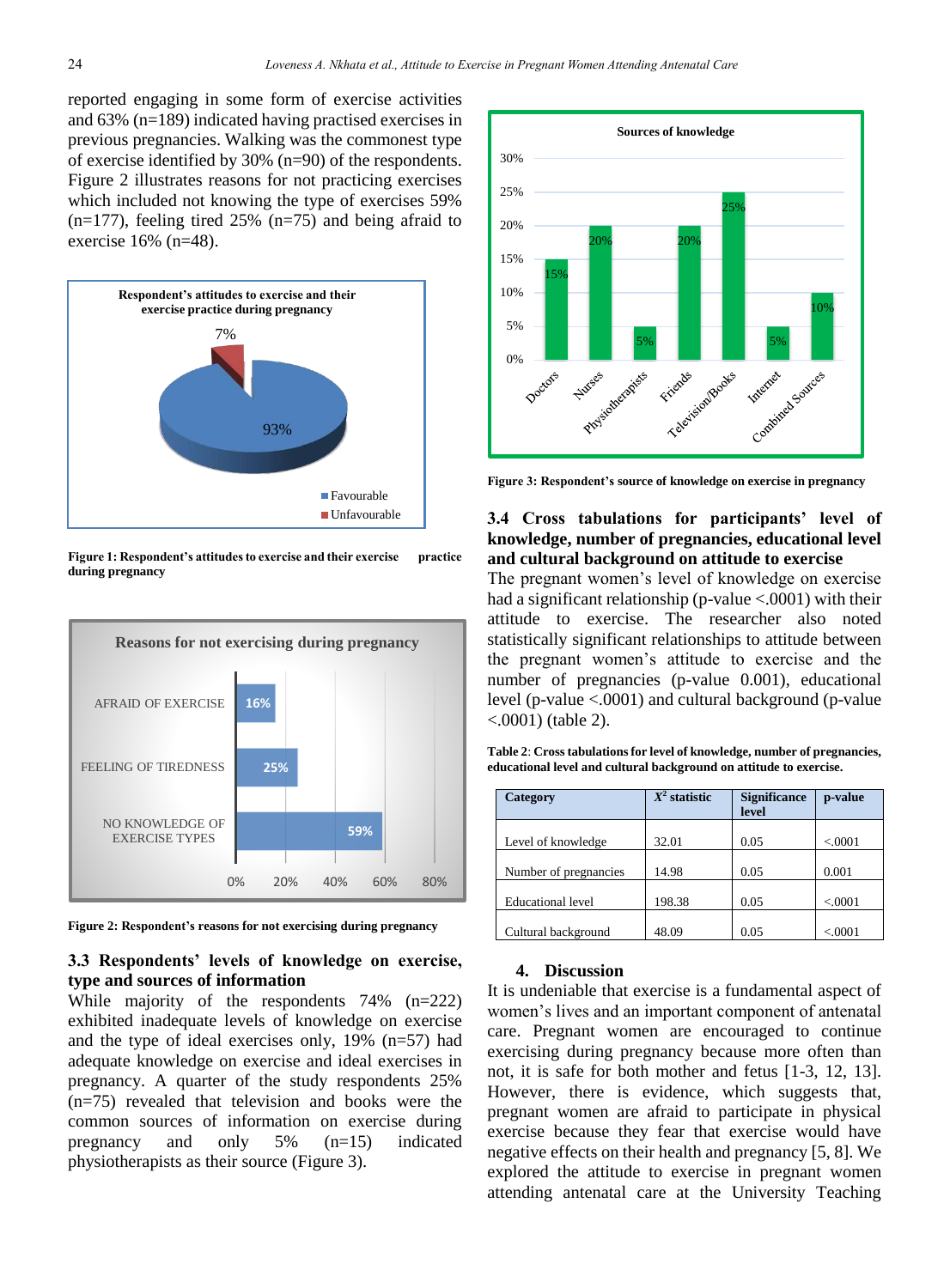reported engaging in some form of exercise activities and 63% (n=189) indicated having practised exercises in previous pregnancies. Walking was the commonest type of exercise identified by 30% (n=90) of the respondents. Figure 2 illustrates reasons for not practicing exercises which included not knowing the type of exercises 59% (n=177), feeling tired 25% (n=75) and being afraid to exercise 16% (n=48).

**Figure 1: Respondent's attitudes to exercise and their exercise practice during pregnancy**

**Figure 2: Respondent's reasons for not exercising during pregnancy**

### 3.3 Respondents' levels of knowledge on exercise, type and sources of information

While majority of the respondents 74% (n=222) exhibited inadequate levels of knowledge on exercise and the type of ideal exercises only, 19% (n=57) had adequate knowledge on exercise and ideal exercises in pregnancy. A quarter of the study respondents 25% (n=75) revealed that television and books were the common sources of information on exercise during pregnancy and only 5% (n=15) indicated physiotherapists as their source (Figure 3).

**Figure 3: Respondent's source of knowledge on exercise in pregnancy**

### 3.4 Cross tabulations for participants' level of knowledge, number of pregnancies, educational level and cultural background on attitude to exercise

The pregnant women's level of knowledge on exercise had a significant relationship (p-value <.0001) with their attitude to exercise. The researcher also noted statistically significant relationships to attitude between the pregnant women's attitude to exercise and the number of pregnancies (p-value 0.001), educational level (p-value <.0001) and cultural background (p-value <.0001) (table 2).

**Table 2**: **Cross tabulations for level of knowledge, number of pregnancies, educational level and cultural background on attitude to exercise.**

| Category | $X^2$ statistic | Significance level | p-value |
|---|---|---|---|
| Level of knowledge | 32.01 | 0.05 | <.0001 |
| Number of pregnancies | 14.98 | 0.05 | 0.001 |
| Educational level | 198.38 | 0.05 | <.0001 |
| Cultural background | 48.09 | 0.05 | <.0001 |

## 4. Discussion

It is undeniable that exercise is a fundamental aspect of women's lives and an important component of antenatal care. Pregnant women are encouraged to continue exercising during pregnancy because more often than not, it is safe for both mother and fetus [1-3, 12, 13]. However, there is evidence, which suggests that, pregnant women are afraid to participate in physical exercise because they fear that exercise would have negative effects on their health and pregnancy [5, 8]. We explored the attitude to exercise in pregnant women attending antenatal care at the University Teaching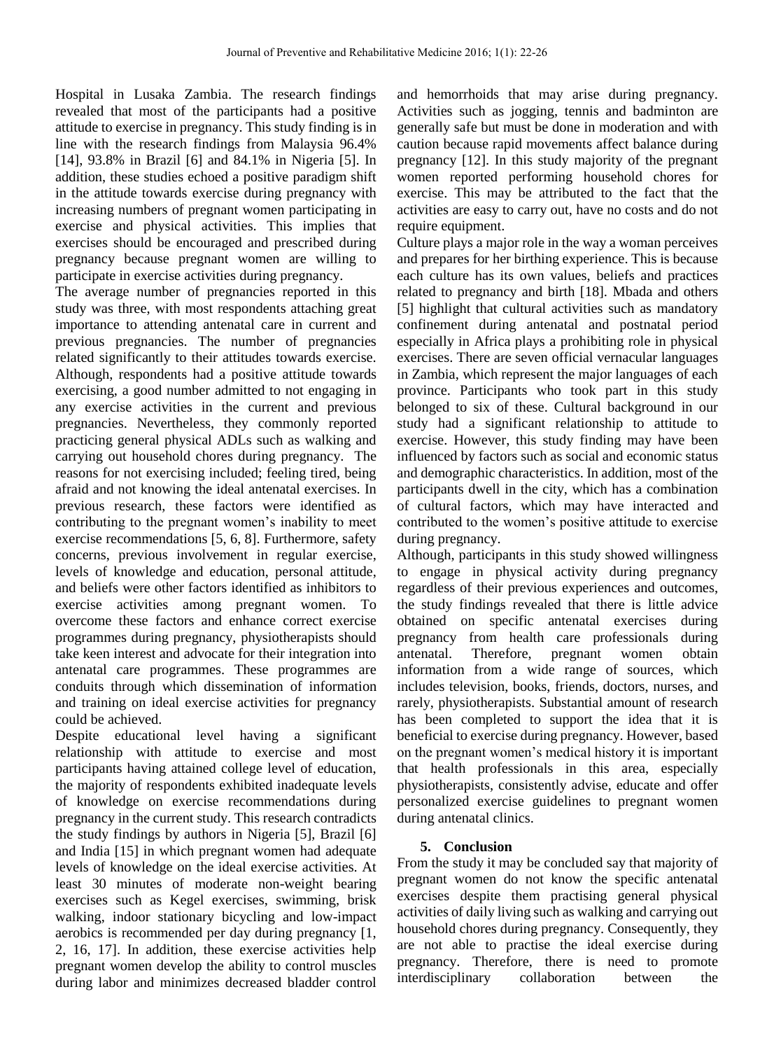Hospital in Lusaka Zambia. The research findings revealed that most of the participants had a positive attitude to exercise in pregnancy. This study finding is in line with the research findings from Malaysia 96.4% [14], 93.8% in Brazil [6] and 84.1% in Nigeria [5]. In addition, these studies echoed a positive paradigm shift in the attitude towards exercise during pregnancy with increasing numbers of pregnant women participating in exercise and physical activities. This implies that exercises should be encouraged and prescribed during pregnancy because pregnant women are willing to participate in exercise activities during pregnancy.

The average number of pregnancies reported in this study was three, with most respondents attaching great importance to attending antenatal care in current and previous pregnancies. The number of pregnancies related significantly to their attitudes towards exercise. Although, respondents had a positive attitude towards exercising, a good number admitted to not engaging in any exercise activities in the current and previous pregnancies. Nevertheless, they commonly reported practicing general physical ADLs such as walking and carrying out household chores during pregnancy. The reasons for not exercising included; feeling tired, being afraid and not knowing the ideal antenatal exercises. In previous research, these factors were identified as contributing to the pregnant women's inability to meet exercise recommendations [5, 6, 8]. Furthermore, safety concerns, previous involvement in regular exercise, levels of knowledge and education, personal attitude, and beliefs were other factors identified as inhibitors to exercise activities among pregnant women. To overcome these factors and enhance correct exercise programmes during pregnancy, physiotherapists should take keen interest and advocate for their integration into antenatal care programmes. These programmes are conduits through which dissemination of information and training on ideal exercise activities for pregnancy could be achieved.

Despite educational level having a significant relationship with attitude to exercise and most participants having attained college level of education, the majority of respondents exhibited inadequate levels of knowledge on exercise recommendations during pregnancy in the current study. This research contradicts the study findings by authors in Nigeria [5], Brazil [6] and India [15] in which pregnant women had adequate levels of knowledge on the ideal exercise activities. At least 30 minutes of moderate non-weight bearing exercises such as Kegel exercises, swimming, brisk walking, indoor stationary bicycling and low-impact aerobics is recommended per day during pregnancy [1, 2, 16, 17]. In addition, these exercise activities help pregnant women develop the ability to control muscles during labor and minimizes decreased bladder control and hemorrhoids that may arise during pregnancy. Activities such as jogging, tennis and badminton are generally safe but must be done in moderation and with caution because rapid movements affect balance during pregnancy [12]. In this study majority of the pregnant women reported performing household chores for exercise. This may be attributed to the fact that the activities are easy to carry out, have no costs and do not require equipment.

Culture plays a major role in the way a woman perceives and prepares for her birthing experience. This is because each culture has its own values, beliefs and practices related to pregnancy and birth [18]. Mbada and others [5] highlight that cultural activities such as mandatory confinement during antenatal and postnatal period especially in Africa plays a prohibiting role in physical exercises. There are seven official vernacular languages in Zambia, which represent the major languages of each province. Participants who took part in this study belonged to six of these. Cultural background in our study had a significant relationship to attitude to exercise. However, this study finding may have been influenced by factors such as social and economic status and demographic characteristics. In addition, most of the participants dwell in the city, which has a combination of cultural factors, which may have interacted and contributed to the women's positive attitude to exercise during pregnancy.

Although, participants in this study showed willingness to engage in physical activity during pregnancy regardless of their previous experiences and outcomes, the study findings revealed that there is little advice obtained on specific antenatal exercises during pregnancy from health care professionals during antenatal. Therefore, pregnant women obtain information from a wide range of sources, which includes television, books, friends, doctors, nurses, and rarely, physiotherapists. Substantial amount of research has been completed to support the idea that it is beneficial to exercise during pregnancy. However, based on the pregnant women's medical history it is important that health professionals in this area, especially physiotherapists, consistently advise, educate and offer personalized exercise guidelines to pregnant women during antenatal clinics.

## 5. Conclusion

From the study it may be concluded say that majority of pregnant women do not know the specific antenatal exercises despite them practising general physical activities of daily living such as walking and carrying out household chores during pregnancy. Consequently, they are not able to practise the ideal exercise during pregnancy. Therefore, there is need to promote interdisciplinary collaboration between the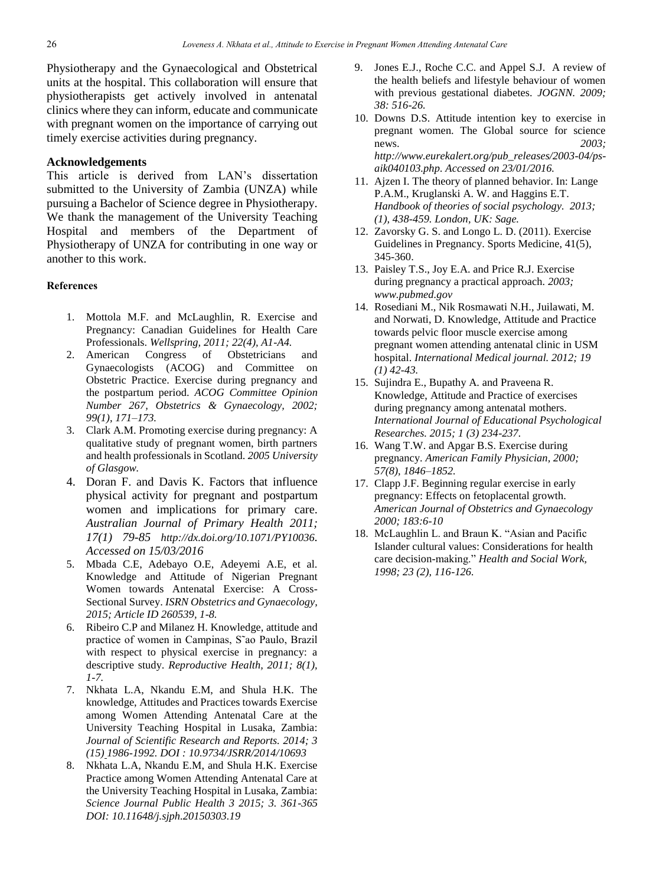Physiotherapy and the Gynaecological and Obstetrical units at the hospital. This collaboration will ensure that physiotherapists get actively involved in antenatal clinics where they can inform, educate and communicate with pregnant women on the importance of carrying out timely exercise activities during pregnancy.

## Acknowledgements

This article is derived from LAN's dissertation submitted to the University of Zambia (UNZA) while pursuing a Bachelor of Science degree in Physiotherapy. We thank the management of the University Teaching Hospital and members of the Department of Physiotherapy of UNZA for contributing in one way or another to this work.

## References

1. Mottola M.F. and McLaughlin, R. Exercise and Pregnancy: Canadian Guidelines for Health Care Professionals. *Wellspring, 2011; 22(4), A1-A4.*
2. American Congress of Obstetricians and Gynaecologists (ACOG) and Committee on Obstetric Practice. Exercise during pregnancy and the postpartum period. *ACOG Committee Opinion Number 267, Obstetrics & Gynaecology, 2002; 99(1), 171–173.*
3. Clark A.M. Promoting exercise during pregnancy: A qualitative study of pregnant women, birth partners and health professionals in Scotland. *2005 University of Glasgow.*
4. Doran F. and Davis K. Factors that influence physical activity for pregnant and postpartum women and implications for primary care. *Australian Journal of Primary Health 2011; 17(1) 79-85 http://dx.doi.org/10.1071/PY10036. Accessed on 15/03/2016*
5. Mbada C.E, Adebayo O.E, Adeyemi A.E, et al. Knowledge and Attitude of Nigerian Pregnant Women towards Antenatal Exercise: A Cross-Sectional Survey. *ISRN Obstetrics and Gynaecology, 2015; Article ID 260539, 1-8.*
6. Ribeiro C.P and Milanez H. Knowledge, attitude and practice of women in Campinas, S˜ao Paulo, Brazil with respect to physical exercise in pregnancy: a descriptive study. *Reproductive Health, 2011; 8(1), 1-7.*
7. Nkhata L.A, Nkandu E.M, and Shula H.K. The knowledge, Attitudes and Practices towards Exercise among Women Attending Antenatal Care at the University Teaching Hospital in Lusaka, Zambia: *Journal of Scientific Research and Reports. 2014; 3 (15) 1986-1992. DOI : 10.9734/JSRR/2014/10693*
8. Nkhata L.A, Nkandu E.M, and Shula H.K. Exercise Practice among Women Attending Antenatal Care at the University Teaching Hospital in Lusaka, Zambia: *Science Journal Public Health 3 2015; 3. 361-365 DOI: 10.11648/j.sjph.20150303.19*
9. Jones E.J., Roche C.C. and Appel S.J. A review of the health beliefs and lifestyle behaviour of women with previous gestational diabetes. *JOGNN. 2009; 38: 516-26.*
10. Downs D.S. Attitude intention key to exercise in pregnant women. The Global source for science news. *2003; http://www.eurekalert.org/pub_releases/2003-04/ps-aik040103.php. Accessed on 23/01/2016.*
11. Ajzen I. The theory of planned behavior. In: Lange P.A.M., Kruglanski A. W. and Haggins E.T. *Handbook of theories of social psychology. 2013; (1), 438-459. London, UK: Sage.*
12. Zavorsky G. S. and Longo L. D. (2011). Exercise Guidelines in Pregnancy. Sports Medicine, 41(5), 345-360.
13. Paisley T.S., Joy E.A. and Price R.J. Exercise during pregnancy a practical approach. *2003; www.pubmed.gov*
14. Rosediani M., Nik Rosmawati N.H., Juilawati, M. and Norwati, D. Knowledge, Attitude and Practice towards pelvic floor muscle exercise among pregnant women attending antenatal clinic in USM hospital. *International Medical journal. 2012; 19 (1) 42-43.*
15. Sujindra E., Bupathy A. and Praveena R. Knowledge, Attitude and Practice of exercises during pregnancy among antenatal mothers. *International Journal of Educational Psychological Researches. 2015; 1 (3) 234-237.*
16. Wang T.W. and Apgar B.S. Exercise during pregnancy. *American Family Physician, 2000; 57(8), 1846–1852.*
17. Clapp J.F. Beginning regular exercise in early pregnancy: Effects on fetoplacental growth. *American Journal of Obstetrics and Gynaecology 2000; 183:6-10*
18. McLaughlin L. and Braun K. "Asian and Pacific Islander cultural values: Considerations for health care decision-making." *Health and Social Work, 1998; 23 (2), 116-126.*